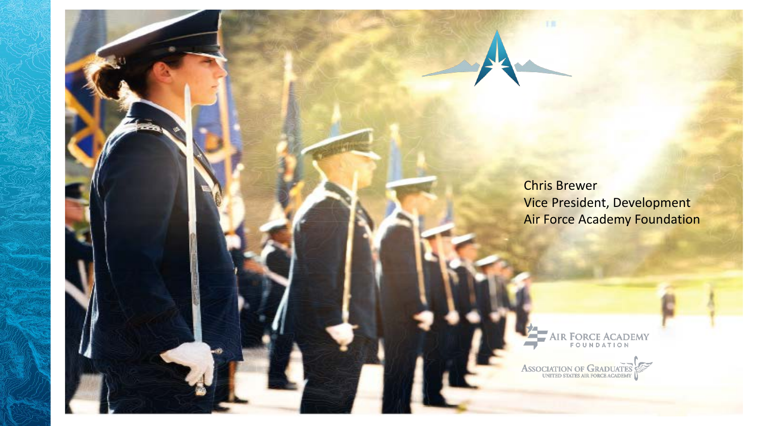Chris Brewer
Vice President, Development
Air Force Academy Foundation

AIR FORCE ACADEMY FOUNDATION

ASSOCIATION OF GRADUATES
UNITED STATES AIR FORCE ACADEMY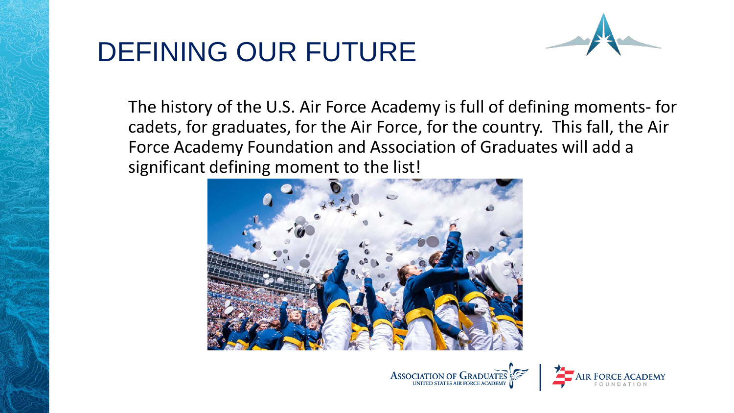# DEFINING OUR FUTURE

The history of the U.S. Air Force Academy is full of defining moments- for cadets, for graduates, for the Air Force, for the country. This fall, the Air Force Academy Foundation and Association of Graduates will add a significant defining moment to the list!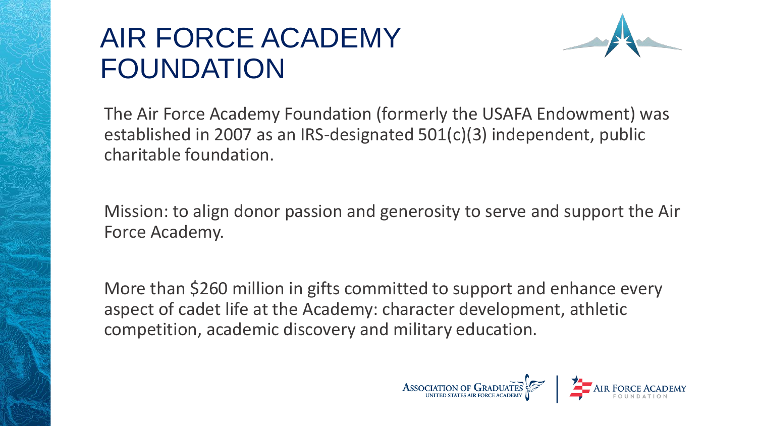# AIR FORCE ACADEMY FOUNDATION

The Air Force Academy Foundation (formerly the USAFA Endowment) was established in 2007 as an IRS-designated 501(c)(3) independent, public charitable foundation.

Mission: to align donor passion and generosity to serve and support the Air Force Academy.

More than $260 million in gifts committed to support and enhance every aspect of cadet life at the Academy: character development, athletic competition, academic discovery and military education.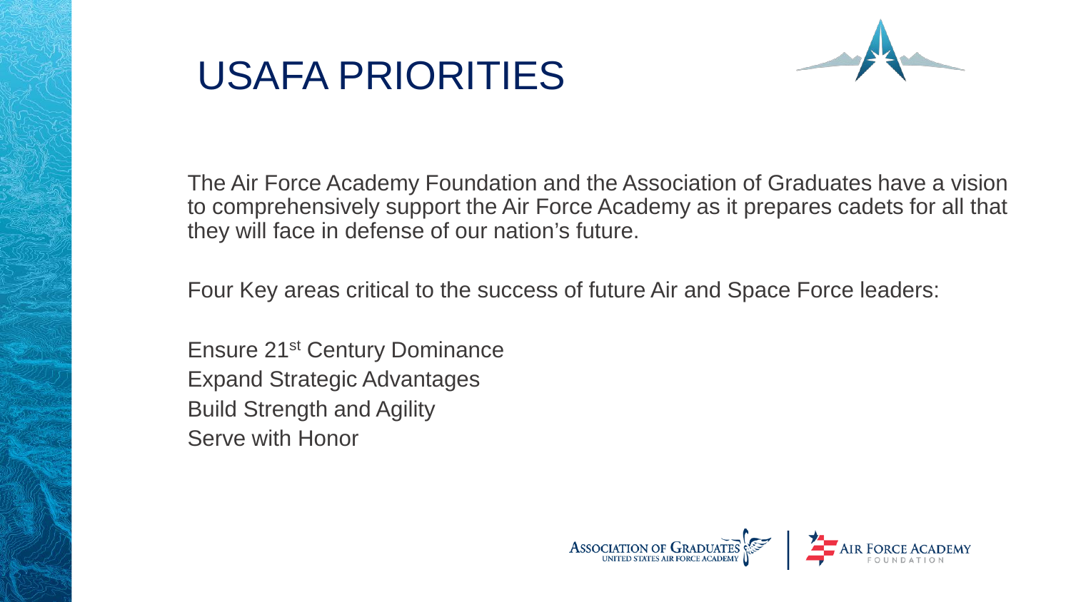# USAFA PRIORITIES

The Air Force Academy Foundation and the Association of Graduates have a vision to comprehensively support the Air Force Academy as it prepares cadets for all that they will face in defense of our nation's future.

Four Key areas critical to the success of future Air and Space Force leaders:

Ensure 21st Century Dominance
Expand Strategic Advantages
Build Strength and Agility
Serve with Honor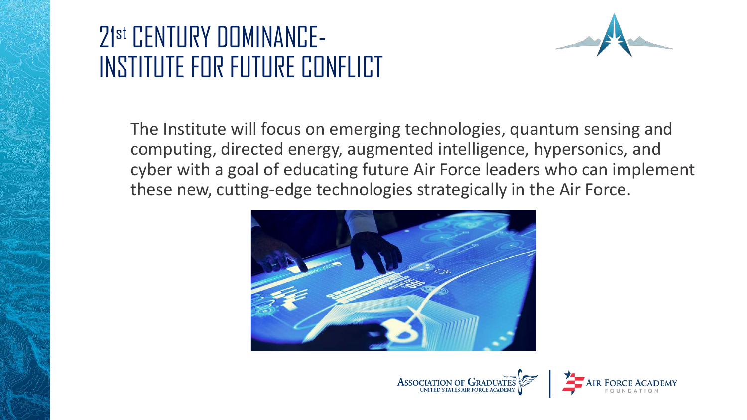# 21st CENTURY DOMINANCE- INSTITUTE FOR FUTURE CONFLICT

The Institute will focus on emerging technologies, quantum sensing and computing, directed energy, augmented intelligence, hypersonics, and cyber with a goal of educating future Air Force leaders who can implement these new, cutting-edge technologies strategically in the Air Force.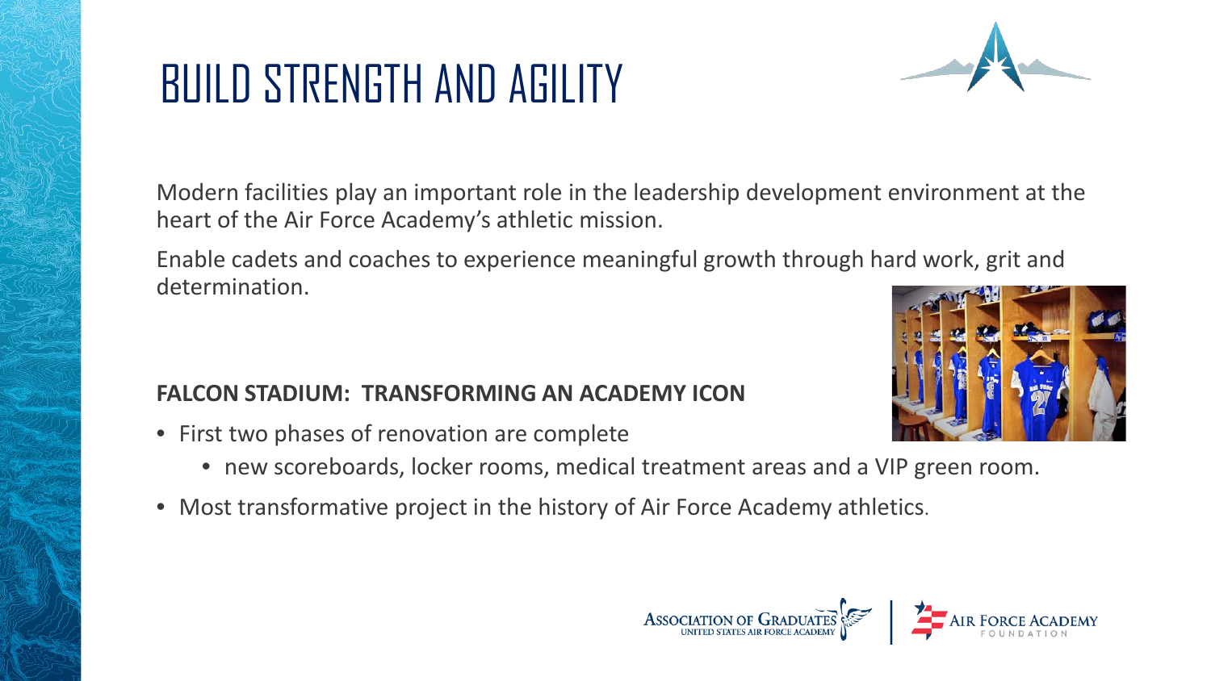# BUILD STRENGTH AND AGILITY

Modern facilities play an important role in the leadership development environment at the heart of the Air Force Academy's athletic mission.

Enable cadets and coaches to experience meaningful growth through hard work, grit and determination.

**FALCON STADIUM: TRANSFORMING AN ACADEMY ICON**

- First two phases of renovation are complete
  - new scoreboards, locker rooms, medical treatment areas and a VIP green room.
- Most transformative project in the history of Air Force Academy athletics.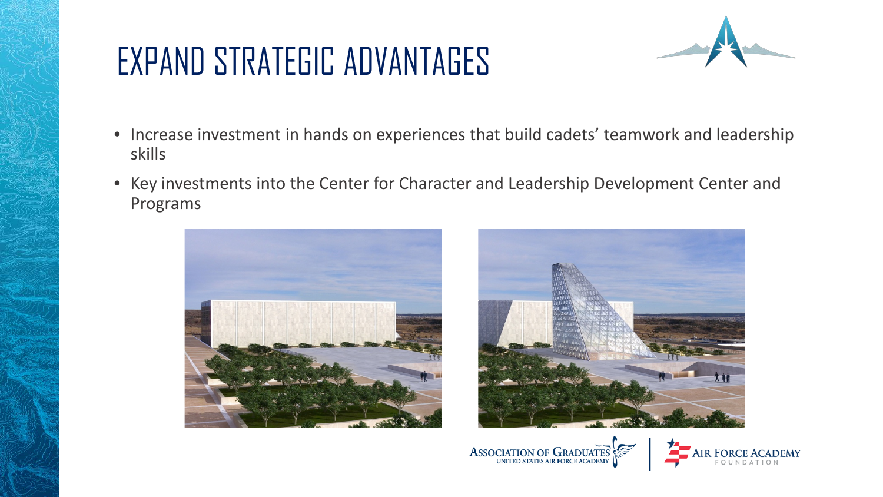# EXPAND STRATEGIC ADVANTAGES

- Increase investment in hands on experiences that build cadets' teamwork and leadership skills
- Key investments into the Center for Character and Leadership Development Center and Programs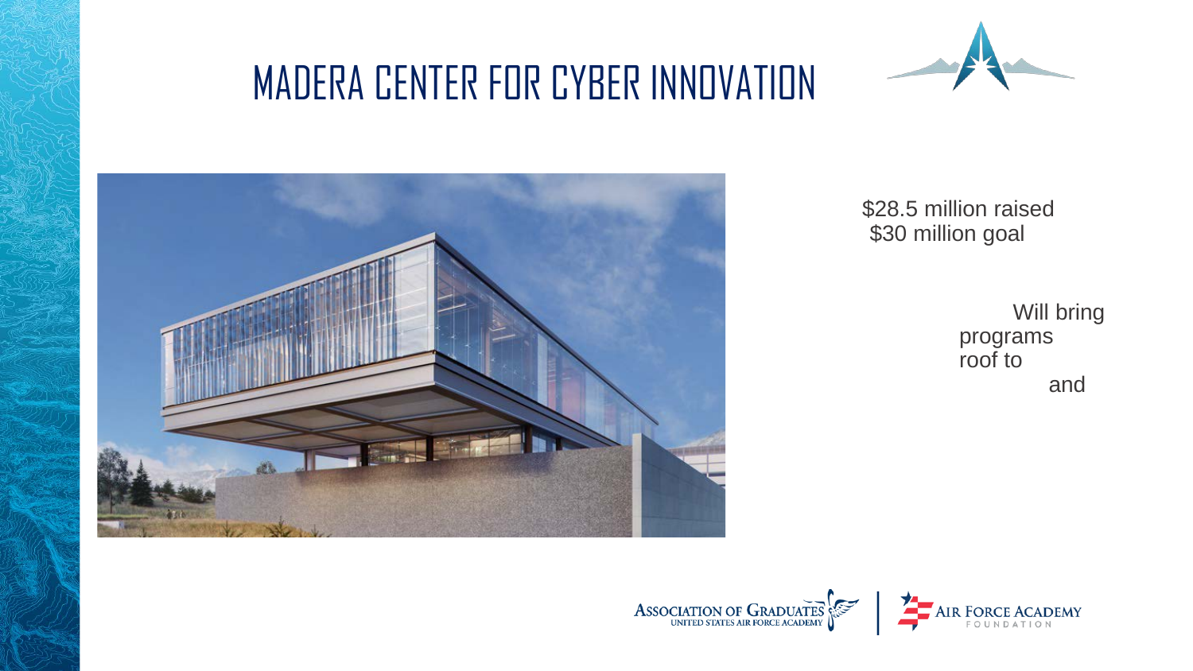# MADERA CENTER FOR CYBER INNOVATION

$28.5 million raised
$30 million goal

Will bring
programs
roof to
and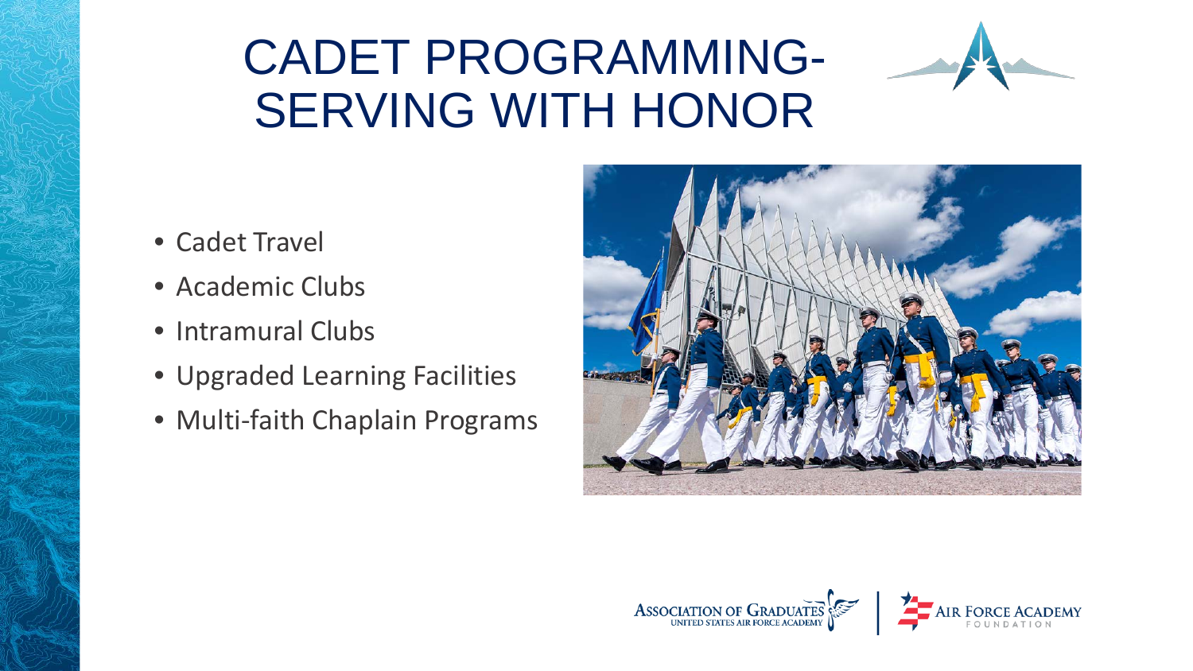# CADET PROGRAMMING- SERVING WITH HONOR

- Cadet Travel
- Academic Clubs
- Intramural Clubs
- Upgraded Learning Facilities
- Multi-faith Chaplain Programs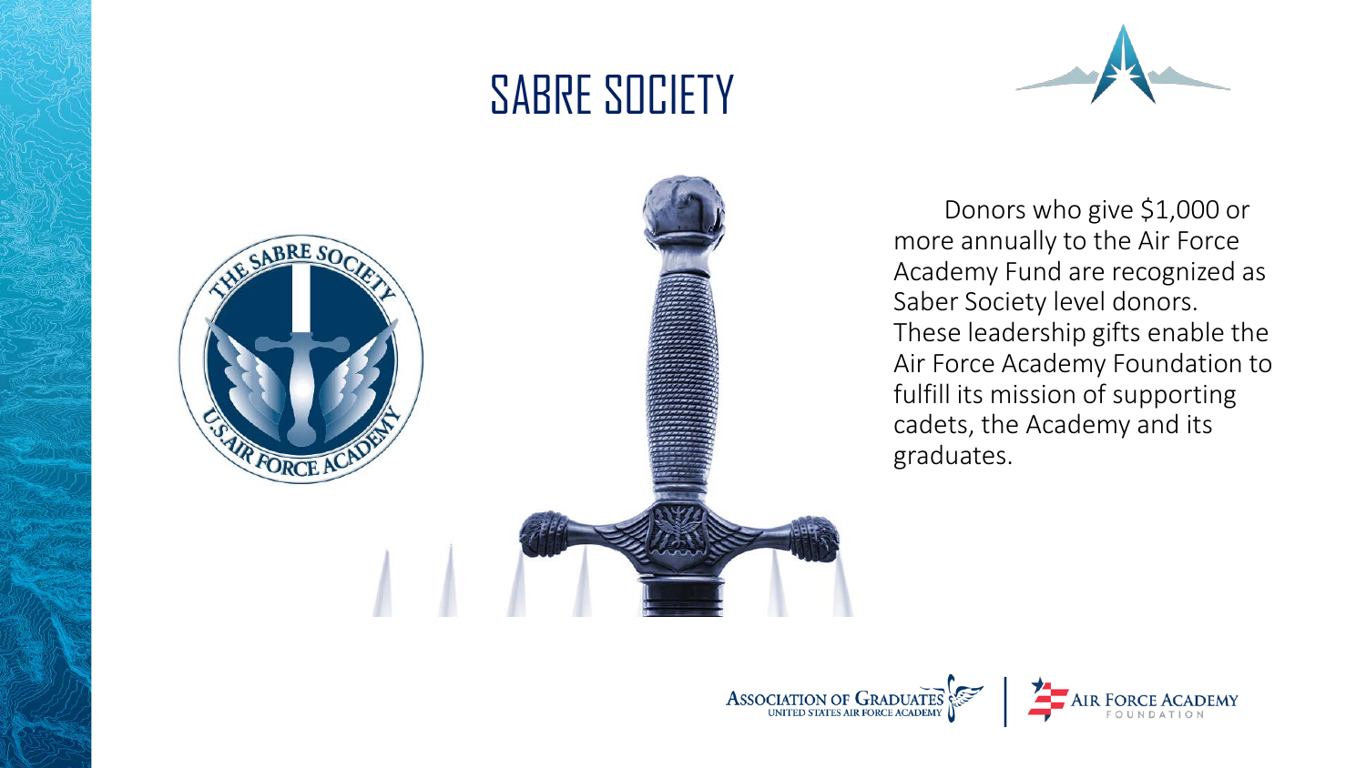# SABRE SOCIETY

Donors who give $1,000 or more annually to the Air Force Academy Fund are recognized as Saber Society level donors. These leadership gifts enable the Air Force Academy Foundation to fulfill its mission of supporting cadets, the Academy and its graduates.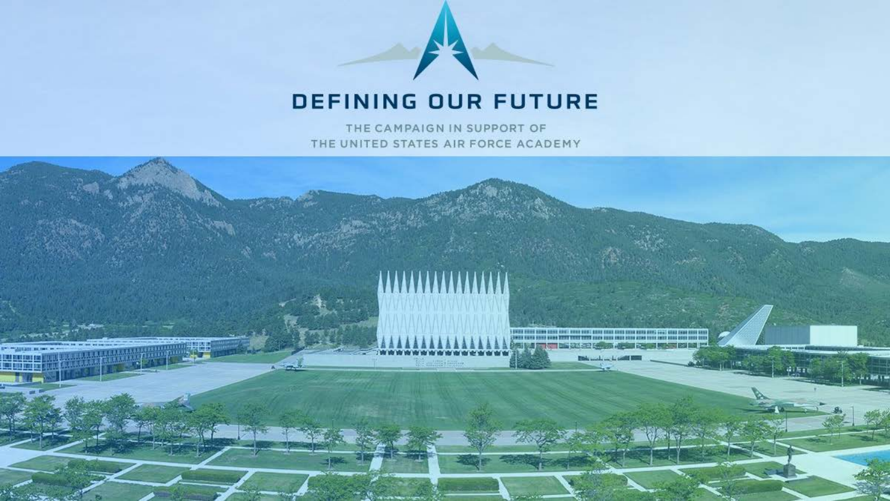# DEFINING OUR FUTURE

THE CAMPAIGN IN SUPPORT OF
THE UNITED STATES AIR FORCE ACADEMY